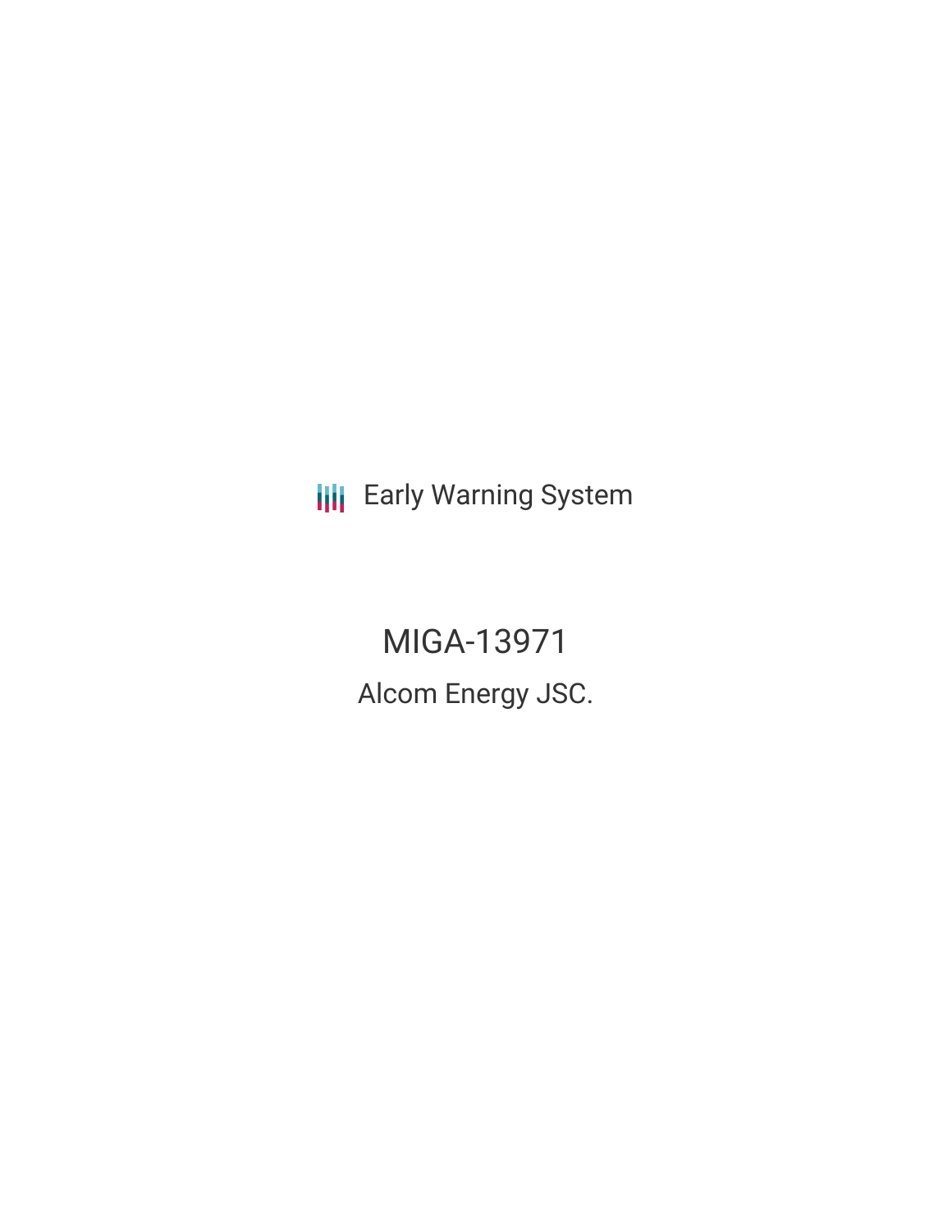Early Warning System

# MIGA-13971

## Alcom Energy JSC.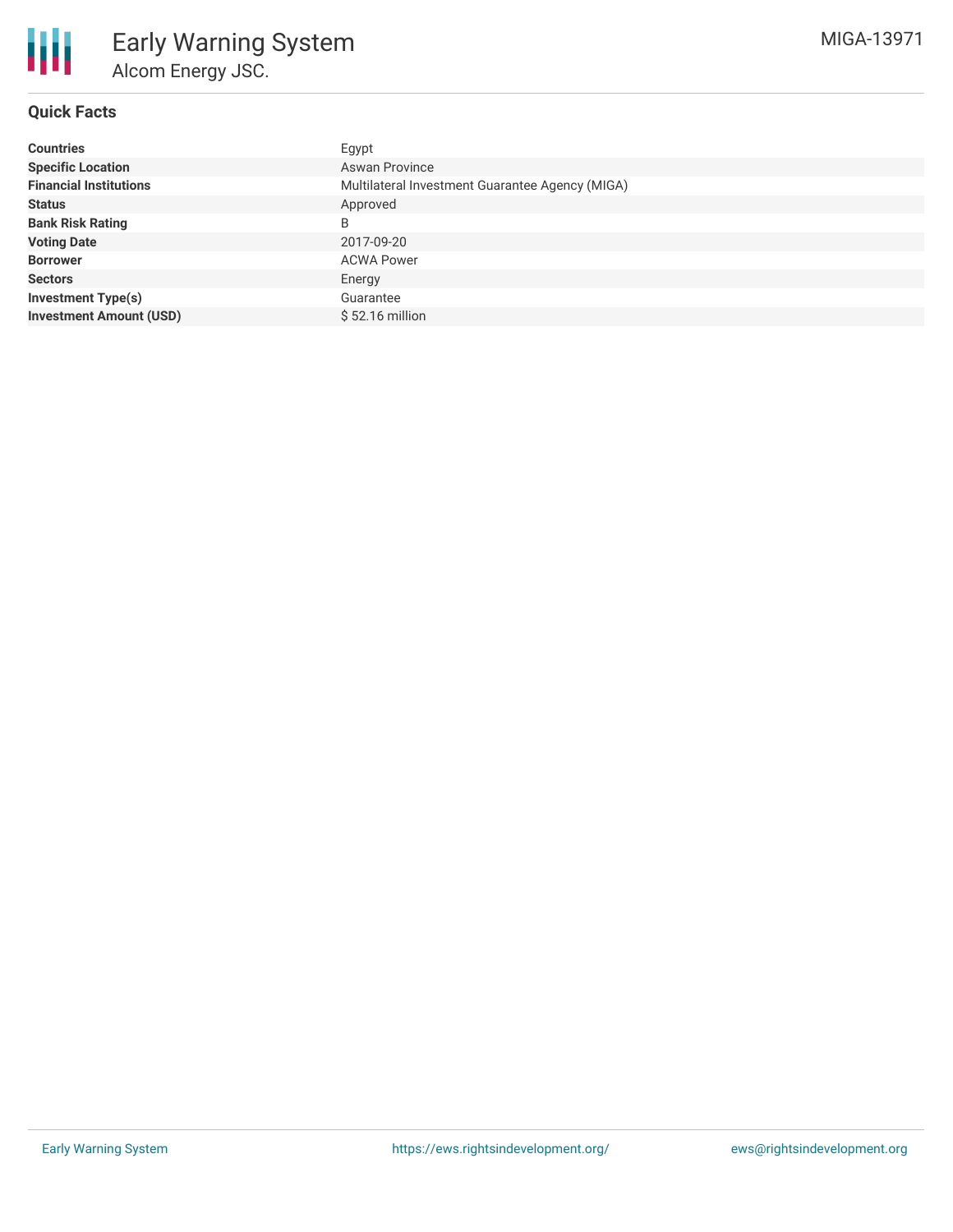# Early Warning System

## Alcom Energy JSC.

MIGA-13971

### Quick Facts

| | |
|---|---|
| **Countries** | Egypt |
| **Specific Location** | Aswan Province |
| **Financial Institutions** | Multilateral Investment Guarantee Agency (MIGA) |
| **Status** | Approved |
| **Bank Risk Rating** | B |
| **Voting Date** | 2017-09-20 |
| **Borrower** | ACWA Power |
| **Sectors** | Energy |
| **Investment Type(s)** | Guarantee |
| **Investment Amount (USD)** | $ 52.16 million |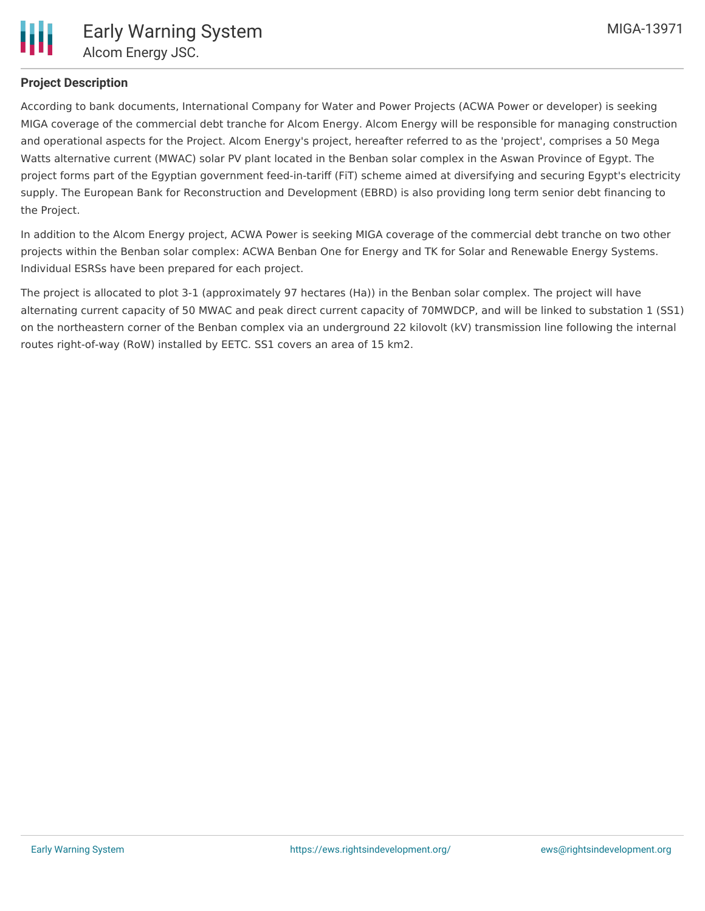### Project Description

According to bank documents, International Company for Water and Power Projects (ACWA Power or developer) is seeking MIGA coverage of the commercial debt tranche for Alcom Energy. Alcom Energy will be responsible for managing construction and operational aspects for the Project. Alcom Energy's project, hereafter referred to as the 'project', comprises a 50 Mega Watts alternative current (MWAC) solar PV plant located in the Benban solar complex in the Aswan Province of Egypt. The project forms part of the Egyptian government feed-in-tariff (FiT) scheme aimed at diversifying and securing Egypt's electricity supply. The European Bank for Reconstruction and Development (EBRD) is also providing long term senior debt financing to the Project.

In addition to the Alcom Energy project, ACWA Power is seeking MIGA coverage of the commercial debt tranche on two other projects within the Benban solar complex: ACWA Benban One for Energy and TK for Solar and Renewable Energy Systems. Individual ESRSs have been prepared for each project.

The project is allocated to plot 3-1 (approximately 97 hectares (Ha)) in the Benban solar complex. The project will have alternating current capacity of 50 MWAC and peak direct current capacity of 70MWDCP, and will be linked to substation 1 (SS1) on the northeastern corner of the Benban complex via an underground 22 kilovolt (kV) transmission line following the internal routes right-of-way (RoW) installed by EETC. SS1 covers an area of 15 km2.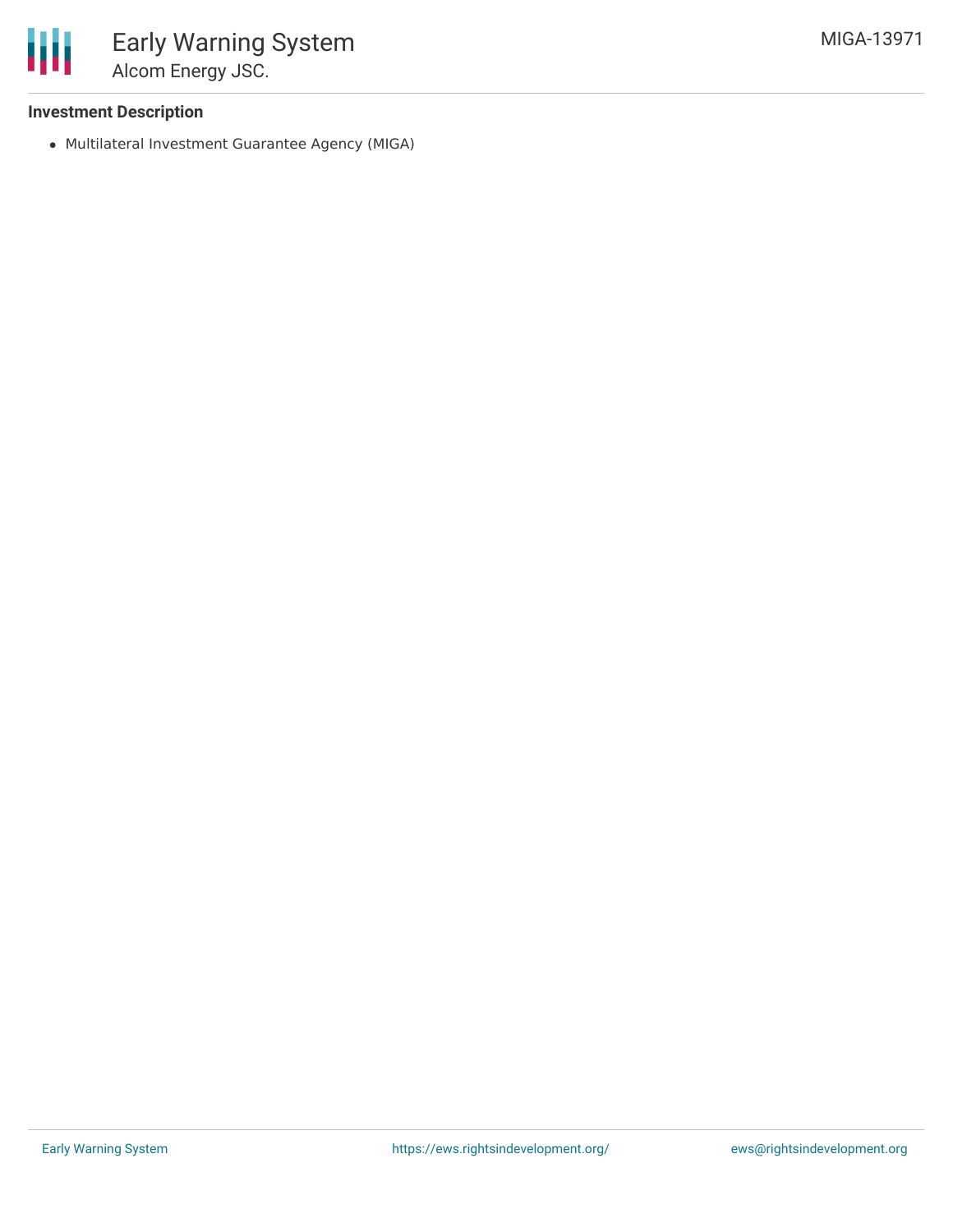### Investment Description

- Multilateral Investment Guarantee Agency (MIGA)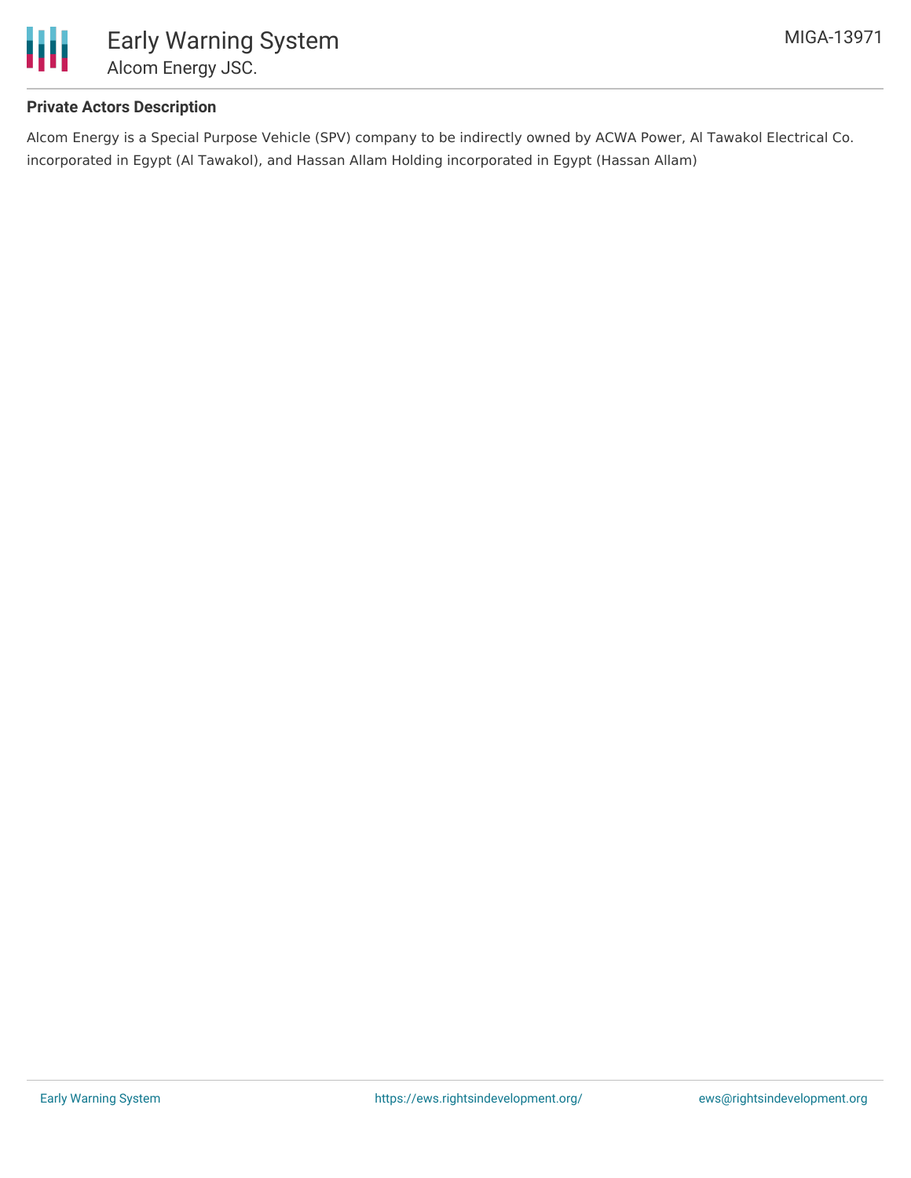### Private Actors Description

Alcom Energy is a Special Purpose Vehicle (SPV) company to be indirectly owned by ACWA Power, Al Tawakol Electrical Co. incorporated in Egypt (Al Tawakol), and Hassan Allam Holding incorporated in Egypt (Hassan Allam)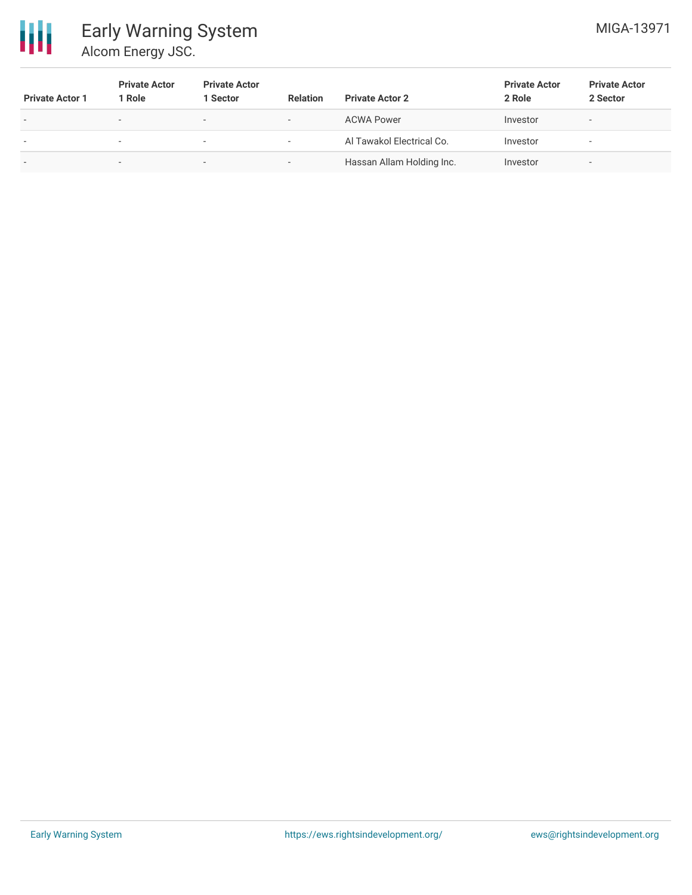| Private Actor 1 | Private Actor 1 Role | Private Actor 1 Sector | Relation | Private Actor 2 | Private Actor 2 Role | Private Actor 2 Sector |
|---|---|---|---|---|---|---|
| - | - | - | - | ACWA Power | Investor | - |
| - | - | - | - | Al Tawakol Electrical Co. | Investor | - |
| - | - | - | - | Hassan Allam Holding Inc. | Investor | - |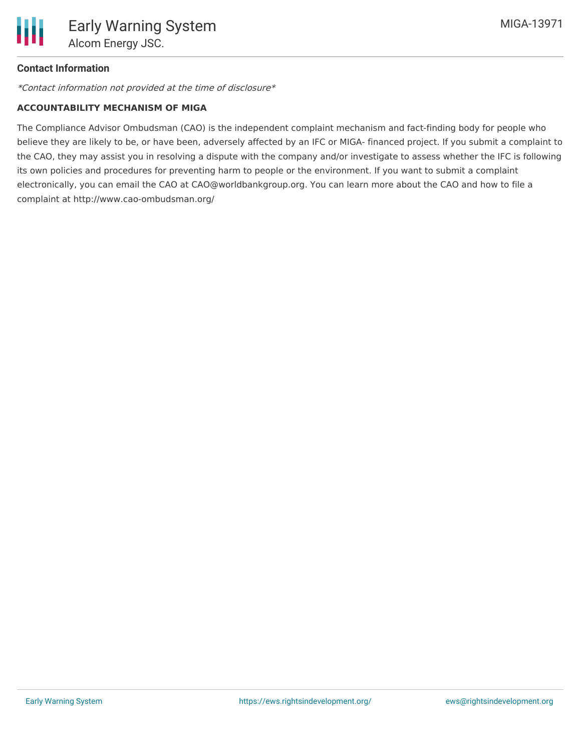### Contact Information

*\*Contact information not provided at the time of disclosure\**

#### ACCOUNTABILITY MECHANISM OF MIGA

The Compliance Advisor Ombudsman (CAO) is the independent complaint mechanism and fact-finding body for people who believe they are likely to be, or have been, adversely affected by an IFC or MIGA- financed project. If you submit a complaint to the CAO, they may assist you in resolving a dispute with the company and/or investigate to assess whether the IFC is following its own policies and procedures for preventing harm to people or the environment. If you want to submit a complaint electronically, you can email the CAO at CAO@worldbankgroup.org. You can learn more about the CAO and how to file a complaint at http://www.cao-ombudsman.org/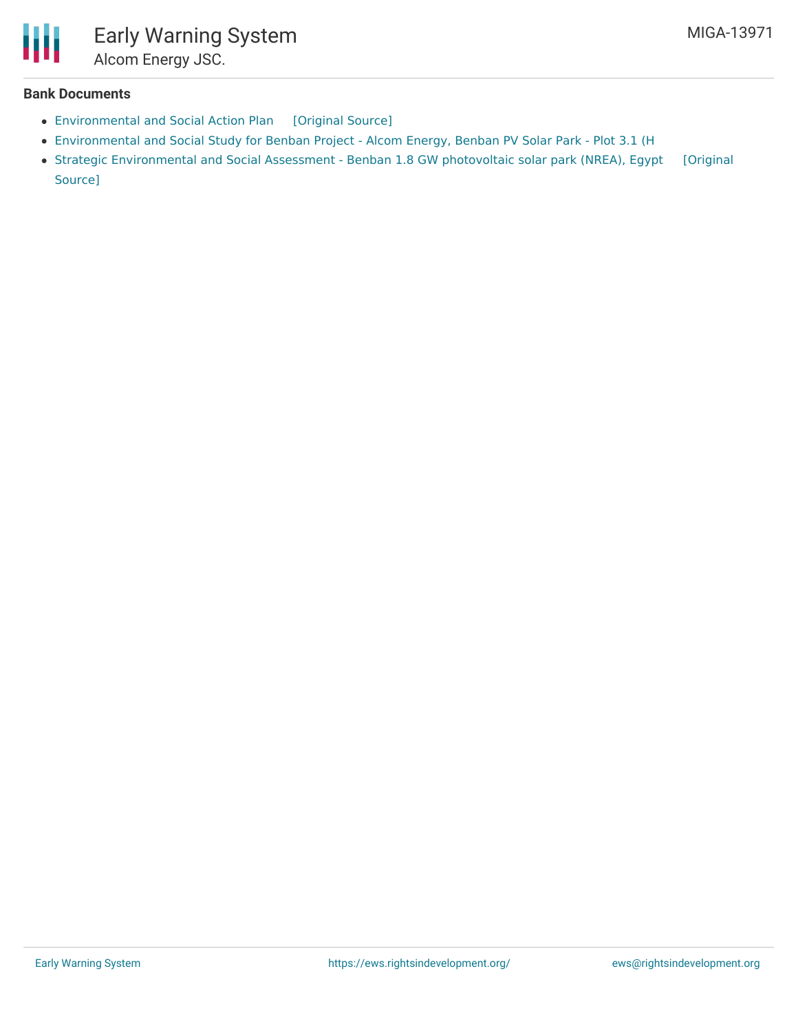**Bank Documents**

- Environmental and Social Action Plan [Original Source]
- Environmental and Social Study for Benban Project - Alcom Energy, Benban PV Solar Park - Plot 3.1 (H
- Strategic Environmental and Social Assessment - Benban 1.8 GW photovoltaic solar park (NREA), Egypt [Original Source]